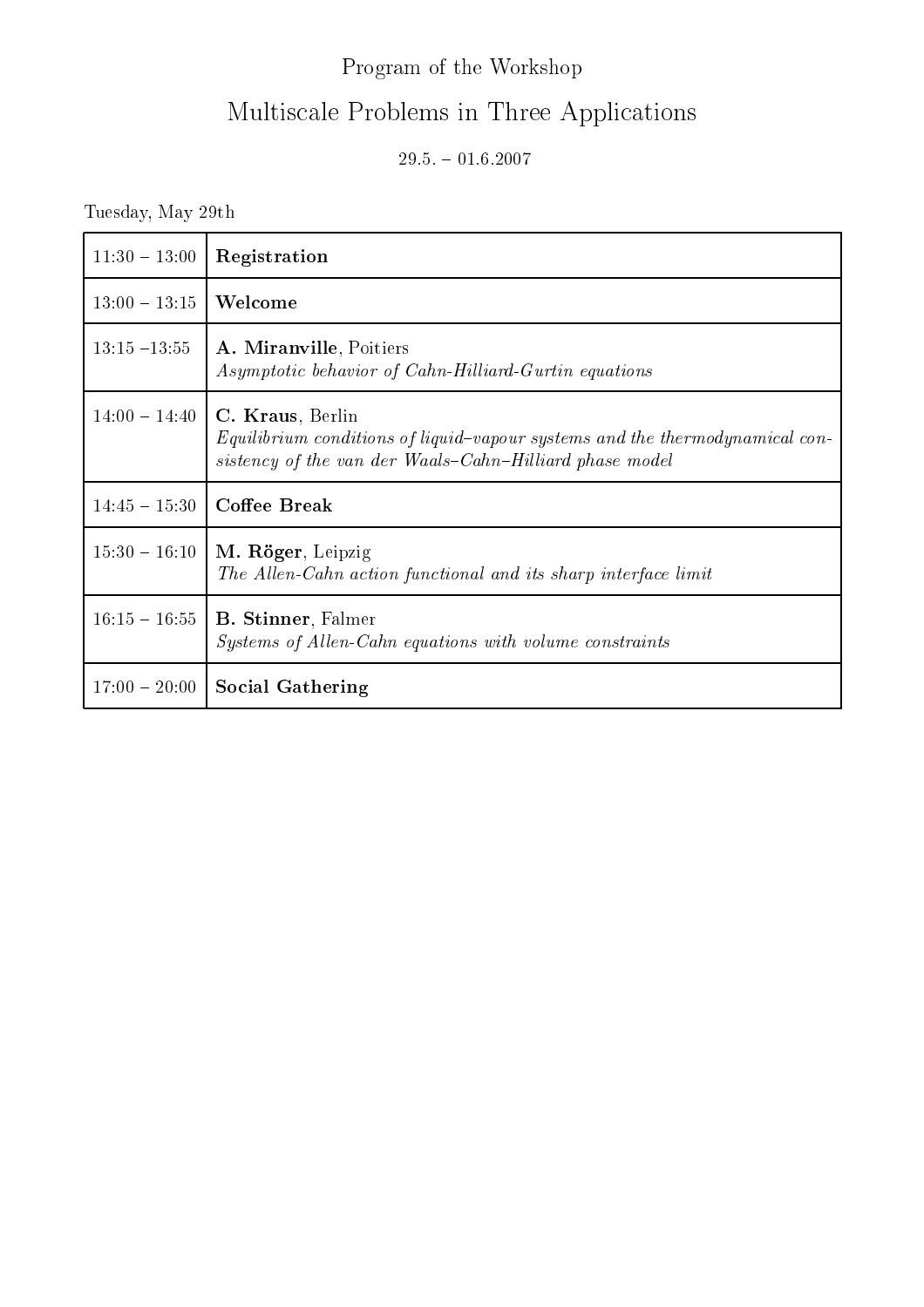Program of the Workshop

# Multiscale Problems in Three Applications

29.5. – 01.6.2007

Tuesday, May 29th

| | |
|---|---|
| 11:30 – 13:00 | **Registration** |
| 13:00 – 13:15 | **Welcome** |
| 13:15 –13:55 | **A. Miranville**, Poitiers<br>*Asymptotic behavior of Cahn-Hilliard-Gurtin equations* |
| 14:00 – 14:40 | **C. Kraus**, Berlin<br>*Equilibrium conditions of liquid–vapour systems and the thermodynamical consistency of the van der Waals–Cahn–Hilliard phase model* |
| 14:45 – 15:30 | **Coffee Break** |
| 15:30 – 16:10 | **M. Röger**, Leipzig<br>*The Allen-Cahn action functional and its sharp interface limit* |
| 16:15 – 16:55 | **B. Stinner**, Falmer<br>*Systems of Allen-Cahn equations with volume constraints* |
| 17:00 – 20:00 | **Social Gathering** |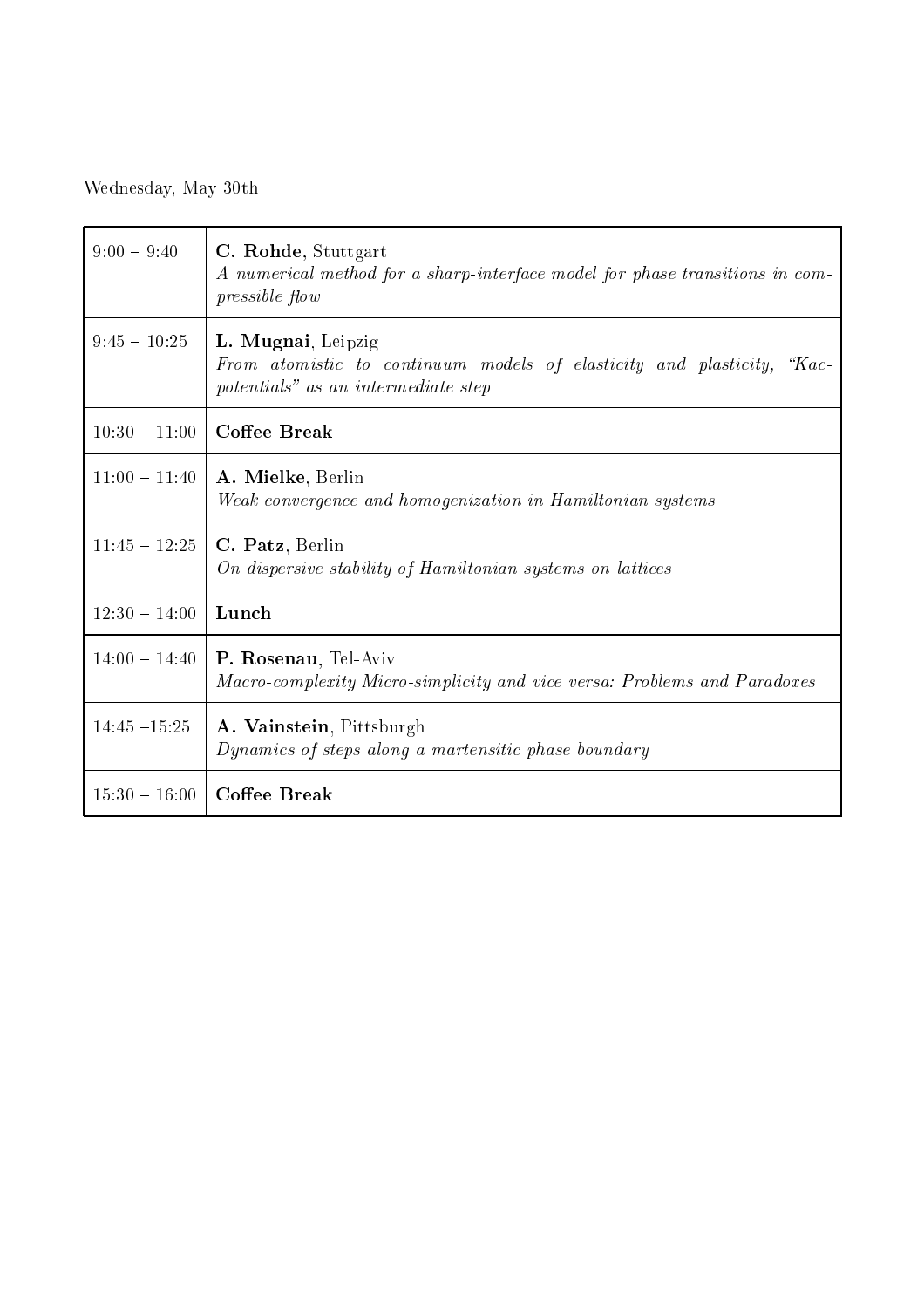Wednesday, May 30th

| | |
|---|---|
| 9:00 – 9:40 | **C. Rohde**, Stuttgart<br>*A numerical method for a sharp-interface model for phase transitions in compressible flow* |
| 9:45 – 10:25 | **L. Mugnai**, Leipzig<br>*From atomistic to continuum models of elasticity and plasticity, "Kac-potentials" as an intermediate step* |
| 10:30 – 11:00 | **Coffee Break** |
| 11:00 – 11:40 | **A. Mielke**, Berlin<br>*Weak convergence and homogenization in Hamiltonian systems* |
| 11:45 – 12:25 | **C. Patz**, Berlin<br>*On dispersive stability of Hamiltonian systems on lattices* |
| 12:30 – 14:00 | **Lunch** |
| 14:00 – 14:40 | **P. Rosenau**, Tel-Aviv<br>*Macro-complexity Micro-simplicity and vice versa: Problems and Paradoxes* |
| 14:45 –15:25 | **A. Vainstein**, Pittsburgh<br>*Dynamics of steps along a martensitic phase boundary* |
| 15:30 – 16:00 | **Coffee Break** |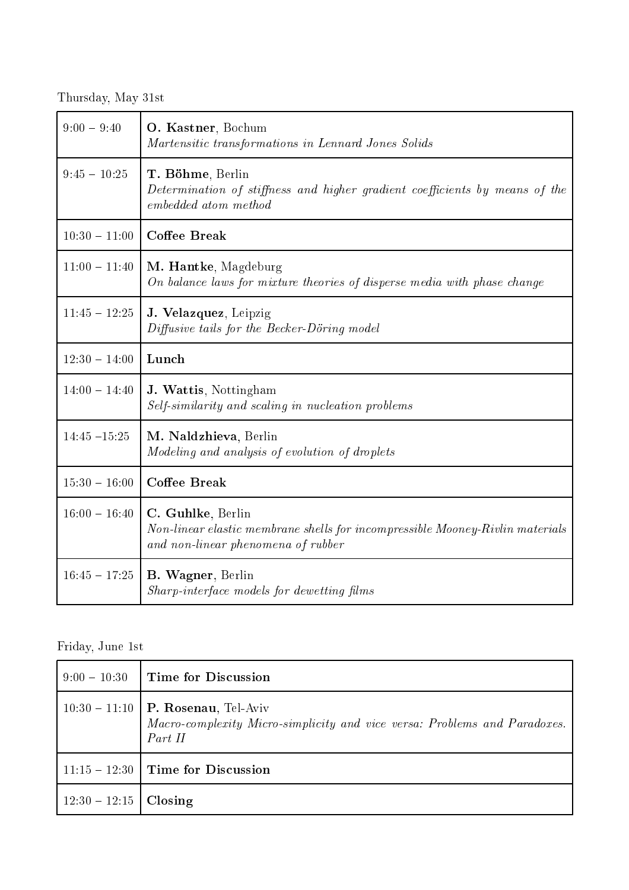Thursday, May 31st

| | |
|---|---|
| 9:00 – 9:40 | **O. Kastner**, Bochum<br>*Martensitic transformations in Lennard Jones Solids* |
| 9:45 – 10:25 | **T. Böhme**, Berlin<br>*Determination of stiffness and higher gradient coefficients by means of the embedded atom method* |
| 10:30 – 11:00 | **Coffee Break** |
| 11:00 – 11:40 | **M. Hantke**, Magdeburg<br>*On balance laws for mixture theories of disperse media with phase change* |
| 11:45 – 12:25 | **J. Velazquez**, Leipzig<br>*Diffusive tails for the Becker-Döring model* |
| 12:30 – 14:00 | **Lunch** |
| 14:00 – 14:40 | **J. Wattis**, Nottingham<br>*Self-similarity and scaling in nucleation problems* |
| 14:45 –15:25 | **M. Naldzhieva**, Berlin<br>*Modeling and analysis of evolution of droplets* |
| 15:30 – 16:00 | **Coffee Break** |
| 16:00 – 16:40 | **C. Guhlke**, Berlin<br>*Non-linear elastic membrane shells for incompressible Mooney-Rivlin materials and non-linear phenomena of rubber* |
| 16:45 – 17:25 | **B. Wagner**, Berlin<br>*Sharp-interface models for dewetting films* |

Friday, June 1st

| | |
|---|---|
| 9:00 – 10:30 | **Time for Discussion** |
| 10:30 – 11:10 | **P. Rosenau**, Tel-Aviv<br>*Macro-complexity Micro-simplicity and vice versa: Problems and Paradoxes. Part II* |
| 11:15 – 12:30 | **Time for Discussion** |
| 12:30 – 12:15 | **Closing** |